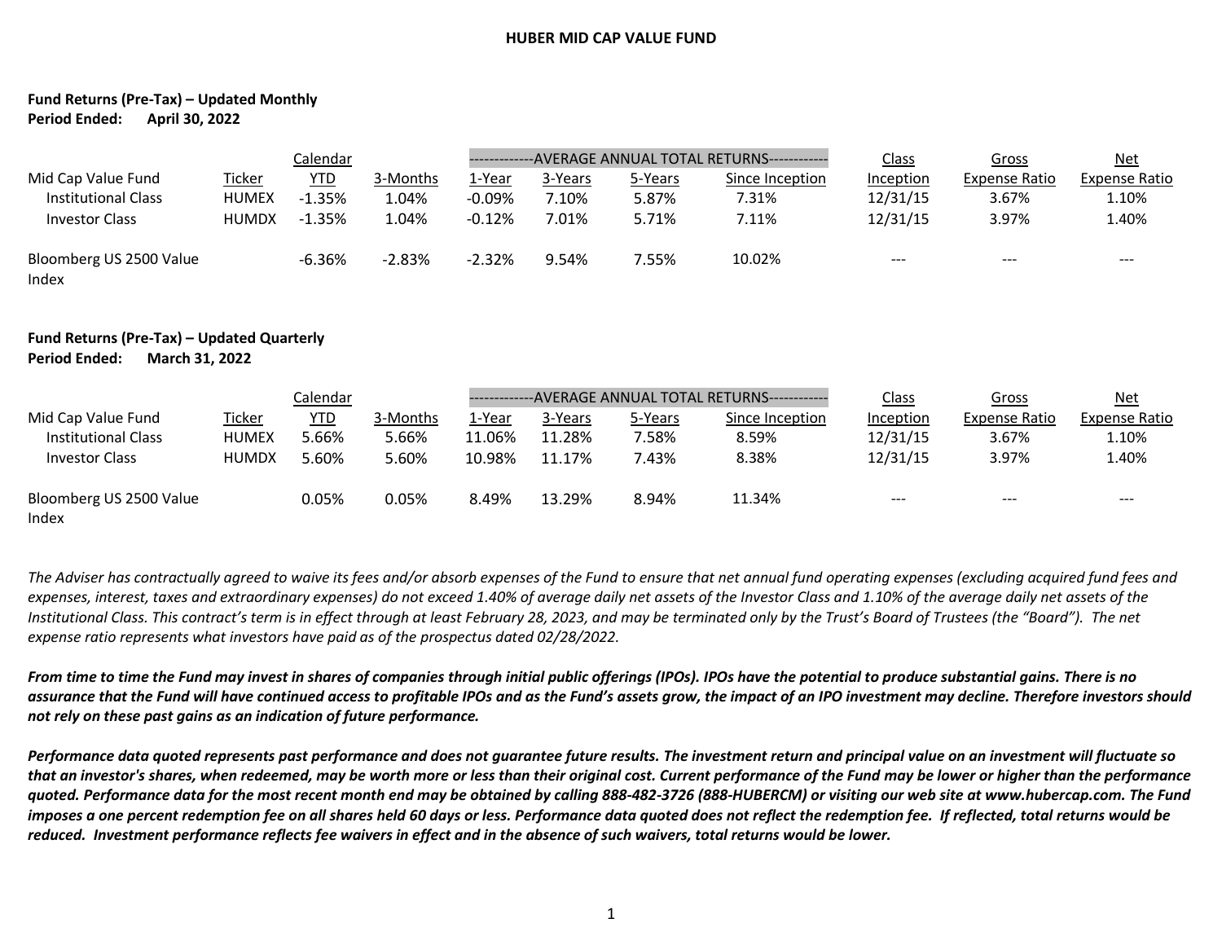# HUBER MID CAP VALUE FUND

**Fund Returns (Pre-Tax) – Updated Monthly**
**Period Ended: April 30, 2022**

| | | Calendar | | -------------AVERAGE ANNUAL TOTAL RETURNS------------ | | | | Class | Gross | Net |
|---|---|---|---|---|---|---|---|---|---|---|
| Mid Cap Value Fund | Ticker | YTD | 3-Months | 1-Year | 3-Years | 5-Years | Since Inception | Inception | Expense Ratio | Expense Ratio |
| Institutional Class | HUMEX | -1.35% | 1.04% | -0.09% | 7.10% | 5.87% | 7.31% | 12/31/15 | 3.67% | 1.10% |
| Investor Class | HUMDX | -1.35% | 1.04% | -0.12% | 7.01% | 5.71% | 7.11% | 12/31/15 | 3.97% | 1.40% |
| Bloomberg US 2500 Value Index | | -6.36% | -2.83% | -2.32% | 9.54% | 7.55% | 10.02% | --- | --- | --- |

**Fund Returns (Pre-Tax) – Updated Quarterly**
**Period Ended: March 31, 2022**

| | | Calendar | | -------------AVERAGE ANNUAL TOTAL RETURNS------------ | | | | Class | Gross | Net |
|---|---|---|---|---|---|---|---|---|---|---|
| Mid Cap Value Fund | Ticker | YTD | 3-Months | 1-Year | 3-Years | 5-Years | Since Inception | Inception | Expense Ratio | Expense Ratio |
| Institutional Class | HUMEX | 5.66% | 5.66% | 11.06% | 11.28% | 7.58% | 8.59% | 12/31/15 | 3.67% | 1.10% |
| Investor Class | HUMDX | 5.60% | 5.60% | 10.98% | 11.17% | 7.43% | 8.38% | 12/31/15 | 3.97% | 1.40% |
| Bloomberg US 2500 Value Index | | 0.05% | 0.05% | 8.49% | 13.29% | 8.94% | 11.34% | --- | --- | --- |

*The Adviser has contractually agreed to waive its fees and/or absorb expenses of the Fund to ensure that net annual fund operating expenses (excluding acquired fund fees and expenses, interest, taxes and extraordinary expenses) do not exceed 1.40% of average daily net assets of the Investor Class and 1.10% of the average daily net assets of the Institutional Class. This contract's term is in effect through at least February 28, 2023, and may be terminated only by the Trust's Board of Trustees (the "Board"). The net expense ratio represents what investors have paid as of the prospectus dated 02/28/2022.*

***From time to time the Fund may invest in shares of companies through initial public offerings (IPOs). IPOs have the potential to produce substantial gains. There is no assurance that the Fund will have continued access to profitable IPOs and as the Fund's assets grow, the impact of an IPO investment may decline. Therefore investors should not rely on these past gains as an indication of future performance.***

***Performance data quoted represents past performance and does not guarantee future results. The investment return and principal value on an investment will fluctuate so that an investor's shares, when redeemed, may be worth more or less than their original cost. Current performance of the Fund may be lower or higher than the performance quoted. Performance data for the most recent month end may be obtained by calling 888-482-3726 (888-HUBERCM) or visiting our web site at www.hubercap.com. The Fund imposes a one percent redemption fee on all shares held 60 days or less. Performance data quoted does not reflect the redemption fee. If reflected, total returns would be reduced. Investment performance reflects fee waivers in effect and in the absence of such waivers, total returns would be lower.***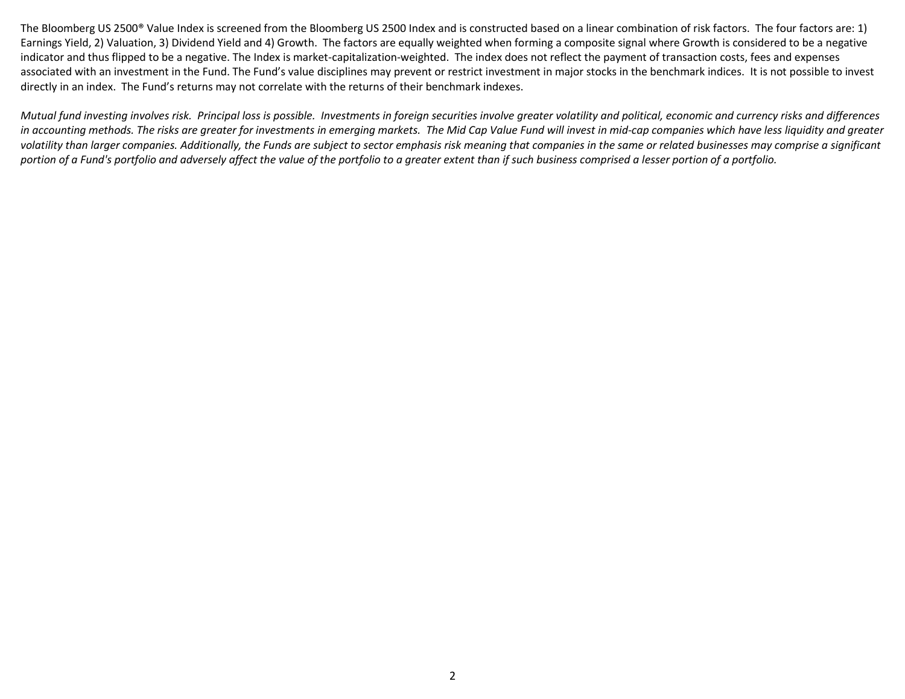The Bloomberg US 2500® Value Index is screened from the Bloomberg US 2500 Index and is constructed based on a linear combination of risk factors. The four factors are: 1) Earnings Yield, 2) Valuation, 3) Dividend Yield and 4) Growth. The factors are equally weighted when forming a composite signal where Growth is considered to be a negative indicator and thus flipped to be a negative. The Index is market-capitalization-weighted. The index does not reflect the payment of transaction costs, fees and expenses associated with an investment in the Fund. The Fund's value disciplines may prevent or restrict investment in major stocks in the benchmark indices. It is not possible to invest directly in an index. The Fund's returns may not correlate with the returns of their benchmark indexes.

*Mutual fund investing involves risk. Principal loss is possible. Investments in foreign securities involve greater volatility and political, economic and currency risks and differences in accounting methods. The risks are greater for investments in emerging markets. The Mid Cap Value Fund will invest in mid-cap companies which have less liquidity and greater volatility than larger companies. Additionally, the Funds are subject to sector emphasis risk meaning that companies in the same or related businesses may comprise a significant portion of a Fund's portfolio and adversely affect the value of the portfolio to a greater extent than if such business comprised a lesser portion of a portfolio.*